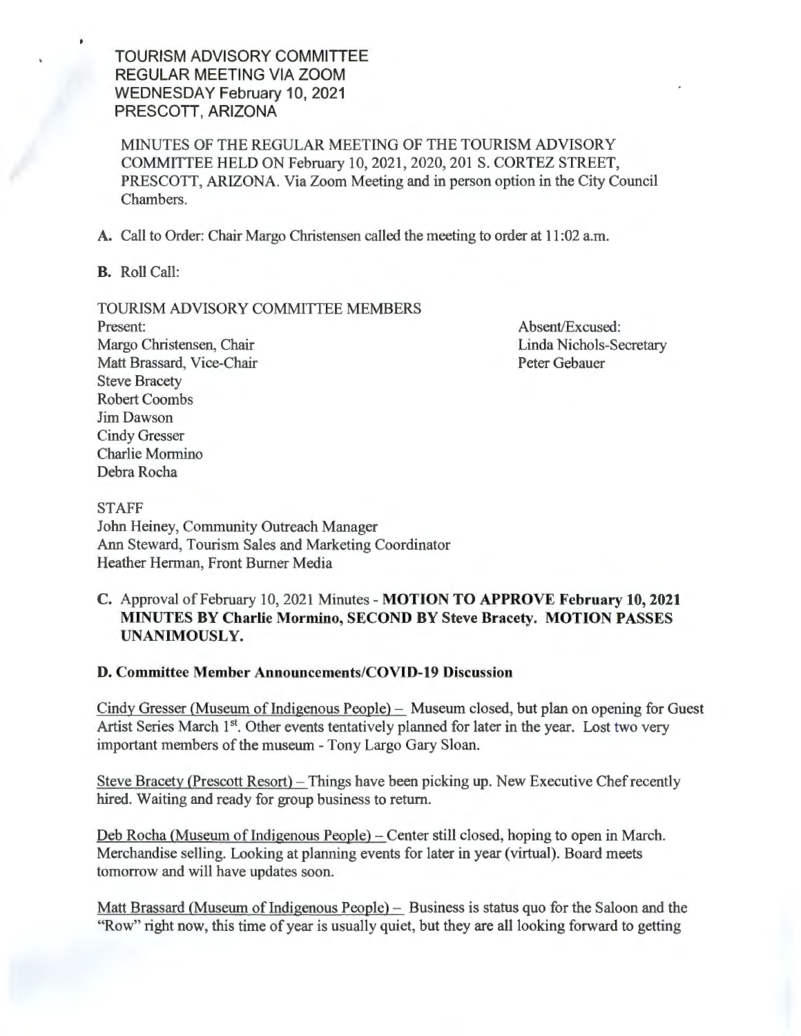TOURISM ADVISORY COMMITTEE
REGULAR MEETING VIA ZOOM
WEDNESDAY February 10, 2021
PRESCOTT, ARIZONA

MINUTES OF THE REGULAR MEETING OF THE TOURISM ADVISORY COMMITTEE HELD ON February 10, 2021, 2020, 201 S. CORTEZ STREET, PRESCOTT, ARIZONA. Via Zoom Meeting and in person option in the City Council Chambers.

**A.** Call to Order: Chair Margo Christensen called the meeting to order at 11:02 a.m.

**B.** Roll Call:

TOURISM ADVISORY COMMITTEE MEMBERS

Present:
Margo Christensen, Chair
Matt Brassard, Vice-Chair
Steve Bracety
Robert Coombs
Jim Dawson
Cindy Gresser
Charlie Mormino
Debra Rocha

Absent/Excused:
Linda Nichols-Secretary
Peter Gebauer

STAFF
John Heiney, Community Outreach Manager
Ann Steward, Tourism Sales and Marketing Coordinator
Heather Herman, Front Burner Media

**C.** Approval of February 10, 2021 Minutes - **MOTION TO APPROVE February 10, 2021 MINUTES BY Charlie Mormino, SECOND BY Steve Bracety. MOTION PASSES UNANIMOUSLY.**

**D. Committee Member Announcements/COVID-19 Discussion**

Cindy Gresser (Museum of Indigenous People) – Museum closed, but plan on opening for Guest Artist Series March 1st. Other events tentatively planned for later in the year. Lost two very important members of the museum - Tony Largo Gary Sloan.

Steve Bracety (Prescott Resort) – Things have been picking up. New Executive Chef recently hired. Waiting and ready for group business to return.

Deb Rocha (Museum of Indigenous People) – Center still closed, hoping to open in March. Merchandise selling. Looking at planning events for later in year (virtual). Board meets tomorrow and will have updates soon.

Matt Brassard (Museum of Indigenous People) – Business is status quo for the Saloon and the "Row" right now, this time of year is usually quiet, but they are all looking forward to getting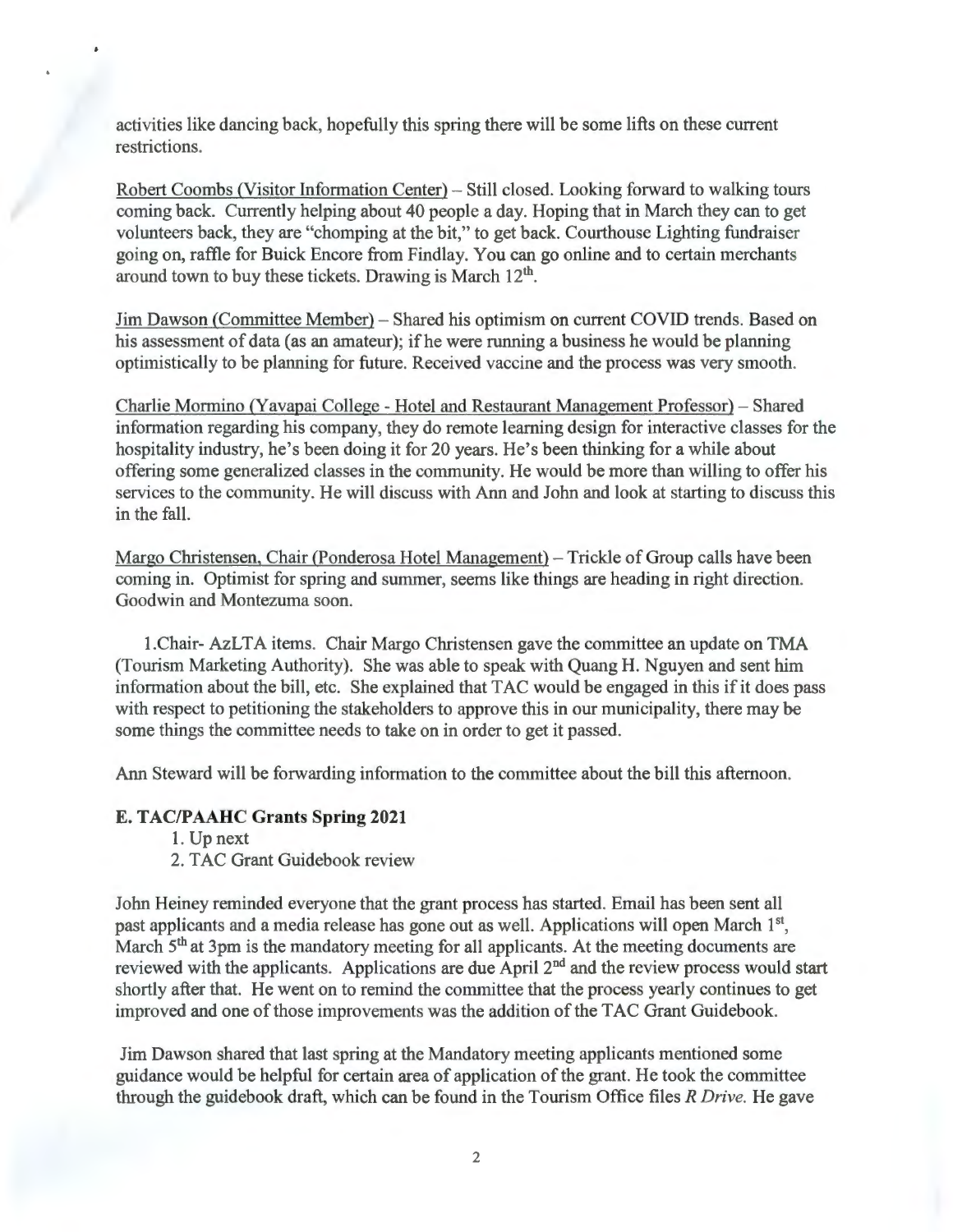activities like dancing back, hopefully this spring there will be some lifts on these current restrictions.

Robert Coombs (Visitor Information Center) – Still closed. Looking forward to walking tours coming back. Currently helping about 40 people a day. Hoping that in March they can to get volunteers back, they are "chomping at the bit," to get back. Courthouse Lighting fundraiser going on, raffle for Buick Encore from Findlay. You can go online and to certain merchants around town to buy these tickets. Drawing is March 12th.

Jim Dawson (Committee Member) – Shared his optimism on current COVID trends. Based on his assessment of data (as an amateur); if he were running a business he would be planning optimistically to be planning for future. Received vaccine and the process was very smooth.

Charlie Mormino (Yavapai College - Hotel and Restaurant Management Professor) – Shared information regarding his company, they do remote learning design for interactive classes for the hospitality industry, he's been doing it for 20 years. He's been thinking for a while about offering some generalized classes in the community. He would be more than willing to offer his services to the community. He will discuss with Ann and John and look at starting to discuss this in the fall.

Margo Christensen, Chair (Ponderosa Hotel Management) – Trickle of Group calls have been coming in. Optimist for spring and summer, seems like things are heading in right direction. Goodwin and Montezuma soon.

1.Chair- AzLTA items. Chair Margo Christensen gave the committee an update on TMA (Tourism Marketing Authority). She was able to speak with Quang H. Nguyen and sent him information about the bill, etc. She explained that TAC would be engaged in this if it does pass with respect to petitioning the stakeholders to approve this in our municipality, there may be some things the committee needs to take on in order to get it passed.

Ann Steward will be forwarding information to the committee about the bill this afternoon.

**E. TAC/PAAHC Grants Spring 2021**

1. Up next
2. TAC Grant Guidebook review

John Heiney reminded everyone that the grant process has started. Email has been sent all past applicants and a media release has gone out as well. Applications will open March 1st, March 5th at 3pm is the mandatory meeting for all applicants. At the meeting documents are reviewed with the applicants. Applications are due April 2nd and the review process would start shortly after that. He went on to remind the committee that the process yearly continues to get improved and one of those improvements was the addition of the TAC Grant Guidebook.

Jim Dawson shared that last spring at the Mandatory meeting applicants mentioned some guidance would be helpful for certain area of application of the grant. He took the committee through the guidebook draft, which can be found in the Tourism Office files *R Drive*. He gave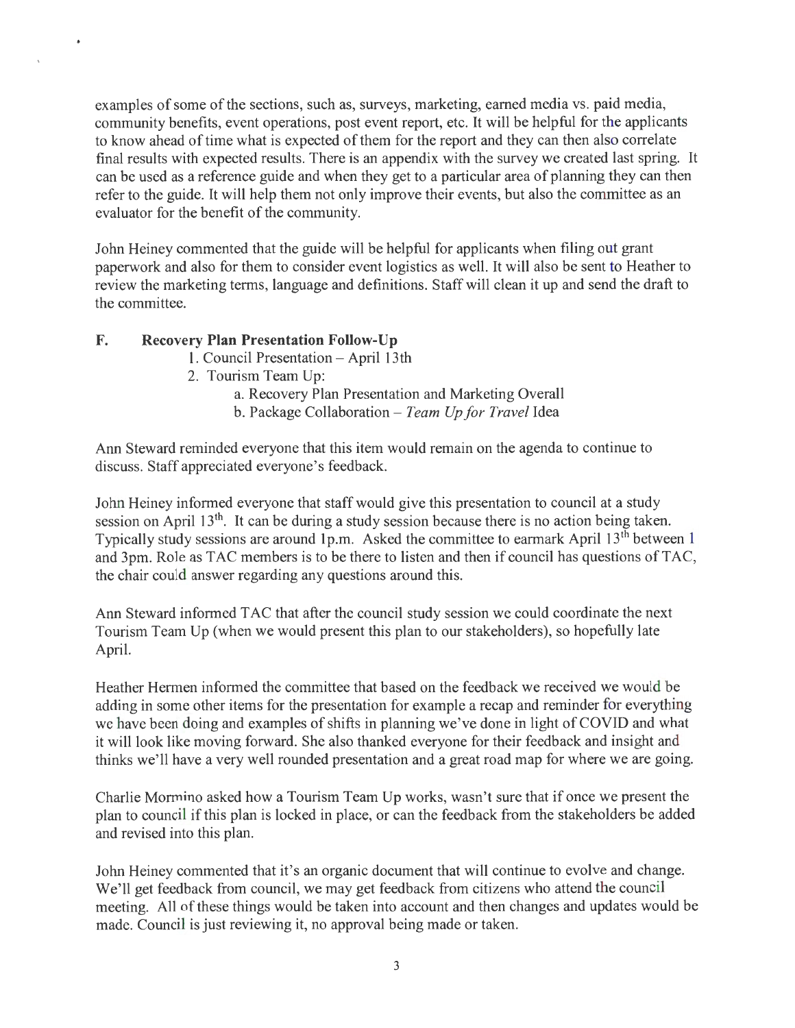examples of some of the sections, such as, surveys, marketing, earned media vs. paid media, community benefits, event operations, post event report, etc. It will be helpful for the applicants to know ahead of time what is expected of them for the report and they can then also correlate final results with expected results. There is an appendix with the survey we created last spring. It can be used as a reference guide and when they get to a particular area of planning they can then refer to the guide. It will help them not only improve their events, but also the committee as an evaluator for the benefit of the community.

John Heiney commented that the guide will be helpful for applicants when filing out grant paperwork and also for them to consider event logistics as well. It will also be sent to Heather to review the marketing terms, language and definitions. Staff will clean it up and send the draft to the committee.

**F. Recovery Plan Presentation Follow-Up**

1. Council Presentation – April 13th
2. Tourism Team Up:
   a. Recovery Plan Presentation and Marketing Overall
   b. Package Collaboration – *Team Up for Travel* Idea

Ann Steward reminded everyone that this item would remain on the agenda to continue to discuss. Staff appreciated everyone's feedback.

John Heiney informed everyone that staff would give this presentation to council at a study session on April 13th. It can be during a study session because there is no action being taken. Typically study sessions are around 1p.m. Asked the committee to earmark April 13th between 1 and 3pm. Role as TAC members is to be there to listen and then if council has questions of TAC, the chair could answer regarding any questions around this.

Ann Steward informed TAC that after the council study session we could coordinate the next Tourism Team Up (when we would present this plan to our stakeholders), so hopefully late April.

Heather Hermen informed the committee that based on the feedback we received we would be adding in some other items for the presentation for example a recap and reminder for everything we have been doing and examples of shifts in planning we've done in light of COVID and what it will look like moving forward. She also thanked everyone for their feedback and insight and thinks we'll have a very well rounded presentation and a great road map for where we are going.

Charlie Mormino asked how a Tourism Team Up works, wasn't sure that if once we present the plan to council if this plan is locked in place, or can the feedback from the stakeholders be added and revised into this plan.

John Heiney commented that it's an organic document that will continue to evolve and change. We'll get feedback from council, we may get feedback from citizens who attend the council meeting. All of these things would be taken into account and then changes and updates would be made. Council is just reviewing it, no approval being made or taken.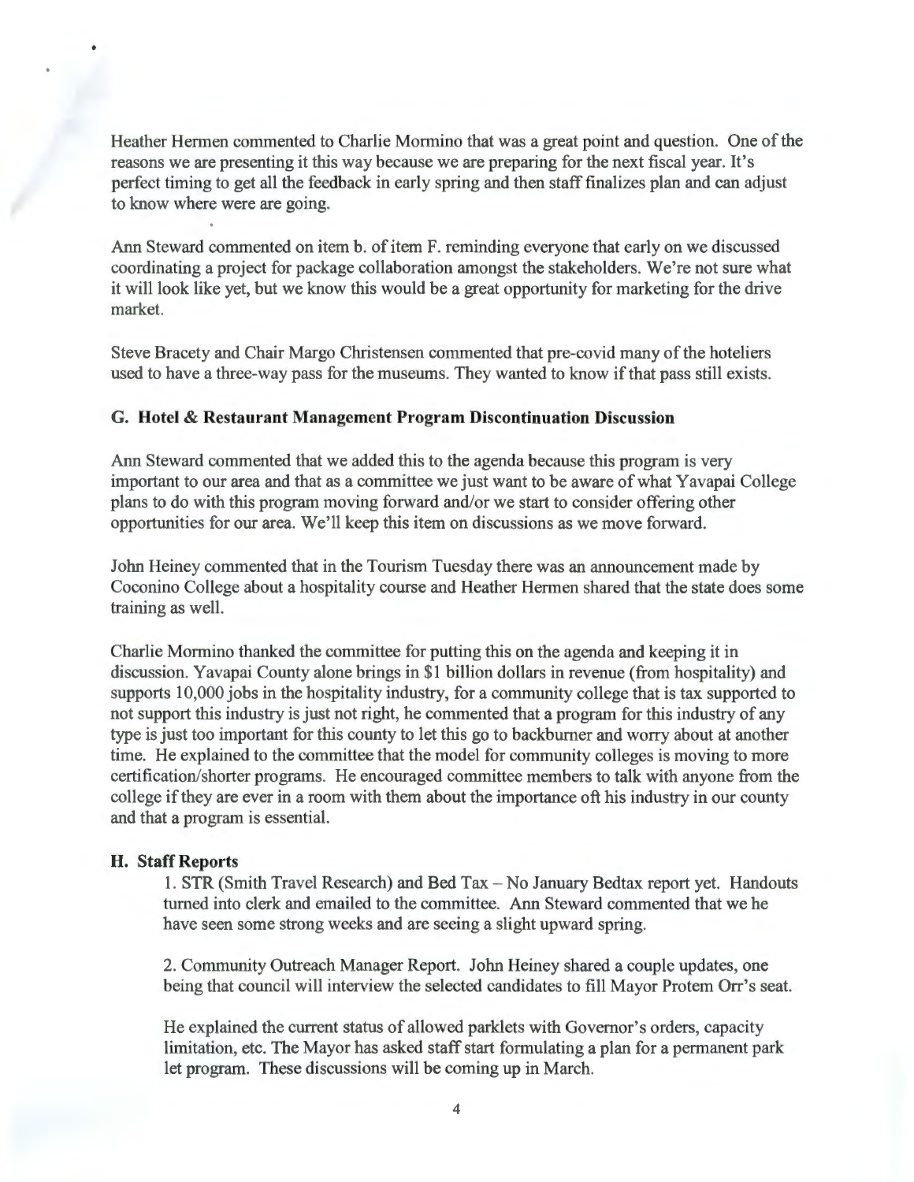Heather Hermen commented to Charlie Mormino that was a great point and question. One of the reasons we are presenting it this way because we are preparing for the next fiscal year. It's perfect timing to get all the feedback in early spring and then staff finalizes plan and can adjust to know where were are going.

Ann Steward commented on item b. of item F. reminding everyone that early on we discussed coordinating a project for package collaboration amongst the stakeholders. We're not sure what it will look like yet, but we know this would be a great opportunity for marketing for the drive market.

Steve Bracety and Chair Margo Christensen commented that pre-covid many of the hoteliers used to have a three-way pass for the museums. They wanted to know if that pass still exists.

**G. Hotel & Restaurant Management Program Discontinuation Discussion**

Ann Steward commented that we added this to the agenda because this program is very important to our area and that as a committee we just want to be aware of what Yavapai College plans to do with this program moving forward and/or we start to consider offering other opportunities for our area. We'll keep this item on discussions as we move forward.

John Heiney commented that in the Tourism Tuesday there was an announcement made by Coconino College about a hospitality course and Heather Hermen shared that the state does some training as well.

Charlie Mormino thanked the committee for putting this on the agenda and keeping it in discussion. Yavapai County alone brings in $1 billion dollars in revenue (from hospitality) and supports 10,000 jobs in the hospitality industry, for a community college that is tax supported to not support this industry is just not right, he commented that a program for this industry of any type is just too important for this county to let this go to backburner and worry about at another time. He explained to the committee that the model for community colleges is moving to more certification/shorter programs. He encouraged committee members to talk with anyone from the college if they are ever in a room with them about the importance oft his industry in our county and that a program is essential.

**H. Staff Reports**

1. STR (Smith Travel Research) and Bed Tax – No January Bedtax report yet. Handouts turned into clerk and emailed to the committee. Ann Steward commented that we he have seen some strong weeks and are seeing a slight upward spring.

2. Community Outreach Manager Report. John Heiney shared a couple updates, one being that council will interview the selected candidates to fill Mayor Protem Orr's seat.

   He explained the current status of allowed parklets with Governor's orders, capacity limitation, etc. The Mayor has asked staff start formulating a plan for a permanent park let program. These discussions will be coming up in March.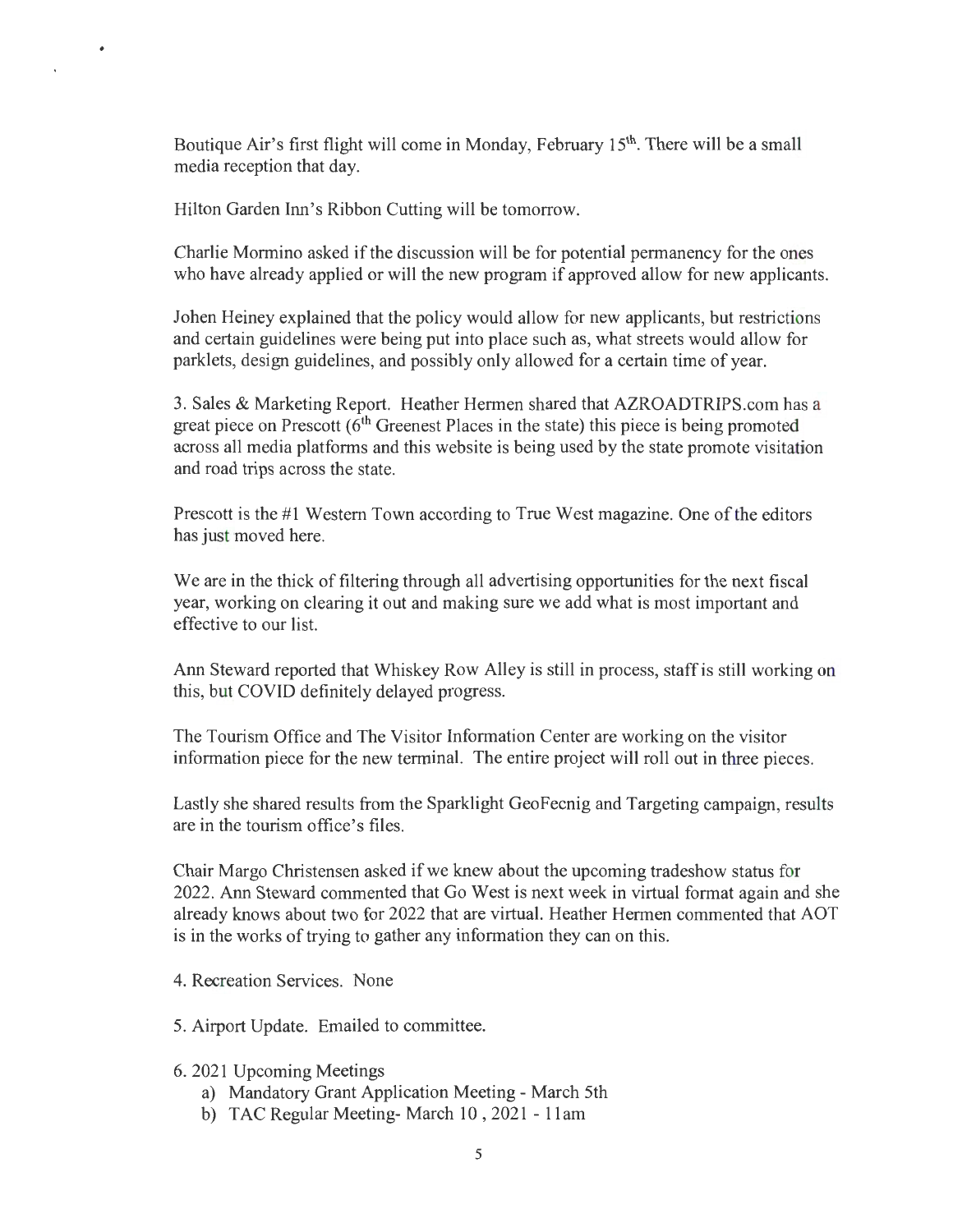Boutique Air's first flight will come in Monday, February 15th. There will be a small media reception that day.

Hilton Garden Inn's Ribbon Cutting will be tomorrow.

Charlie Mormino asked if the discussion will be for potential permanency for the ones who have already applied or will the new program if approved allow for new applicants.

Johen Heiney explained that the policy would allow for new applicants, but restrictions and certain guidelines were being put into place such as, what streets would allow for parklets, design guidelines, and possibly only allowed for a certain time of year.

3. Sales & Marketing Report. Heather Hermen shared that AZROADTRIPS.com has a great piece on Prescott (6th Greenest Places in the state) this piece is being promoted across all media platforms and this website is being used by the state promote visitation and road trips across the state.

Prescott is the #1 Western Town according to True West magazine. One of the editors has just moved here.

We are in the thick of filtering through all advertising opportunities for the next fiscal year, working on clearing it out and making sure we add what is most important and effective to our list.

Ann Steward reported that Whiskey Row Alley is still in process, staff is still working on this, but COVID definitely delayed progress.

The Tourism Office and The Visitor Information Center are working on the visitor information piece for the new terminal. The entire project will roll out in three pieces.

Lastly she shared results from the Sparklight GeoFecnig and Targeting campaign, results are in the tourism office's files.

Chair Margo Christensen asked if we knew about the upcoming tradeshow status for 2022. Ann Steward commented that Go West is next week in virtual format again and she already knows about two for 2022 that are virtual. Heather Hermen commented that AOT is in the works of trying to gather any information they can on this.

4. Recreation Services. None

5. Airport Update. Emailed to committee.

6. 2021 Upcoming Meetings
   a) Mandatory Grant Application Meeting - March 5th
   b) TAC Regular Meeting- March 10 , 2021 - 11am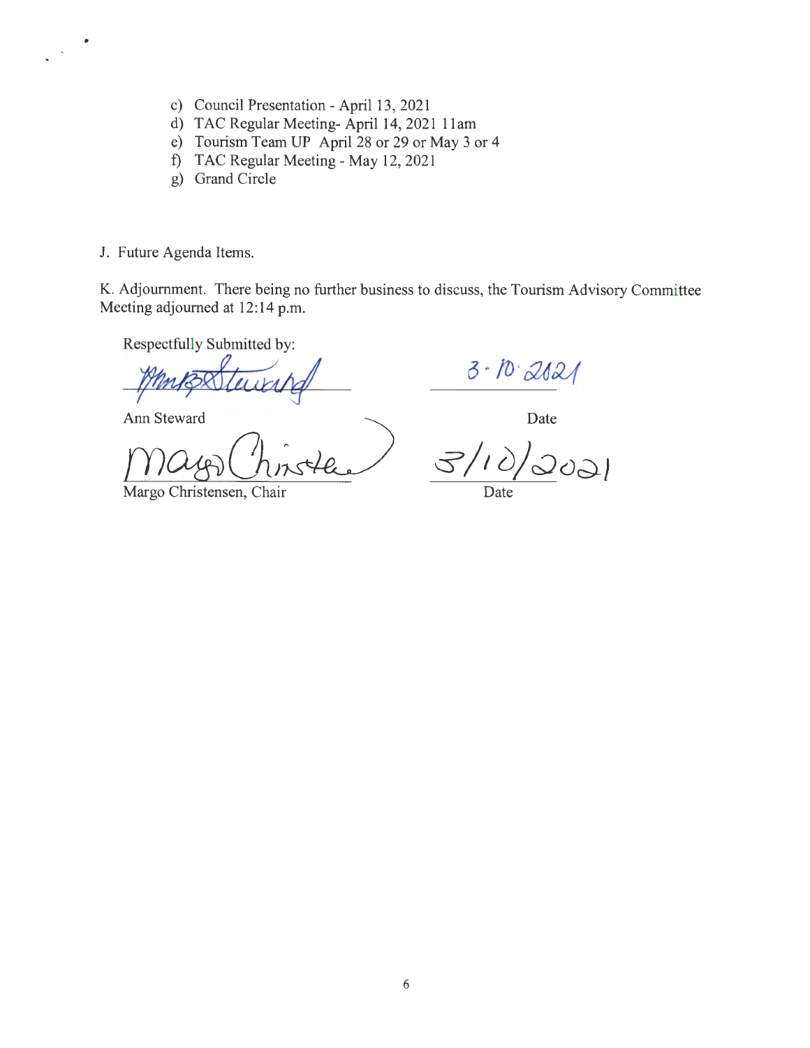c) Council Presentation - April 13, 2021
d) TAC Regular Meeting- April 14, 2021 11am
e) Tourism Team UP April 28 or 29 or May 3 or 4
f) TAC Regular Meeting - May 12, 2021
g) Grand Circle

J. Future Agenda Items.

K. Adjournment. There being no further business to discuss, the Tourism Advisory Committee Meeting adjourned at 12:14 p.m.

Respectfully Submitted by:

Ann Steward — Date: 3-10-2021

Margo Christensen, Chair — Date: 3/10/2021